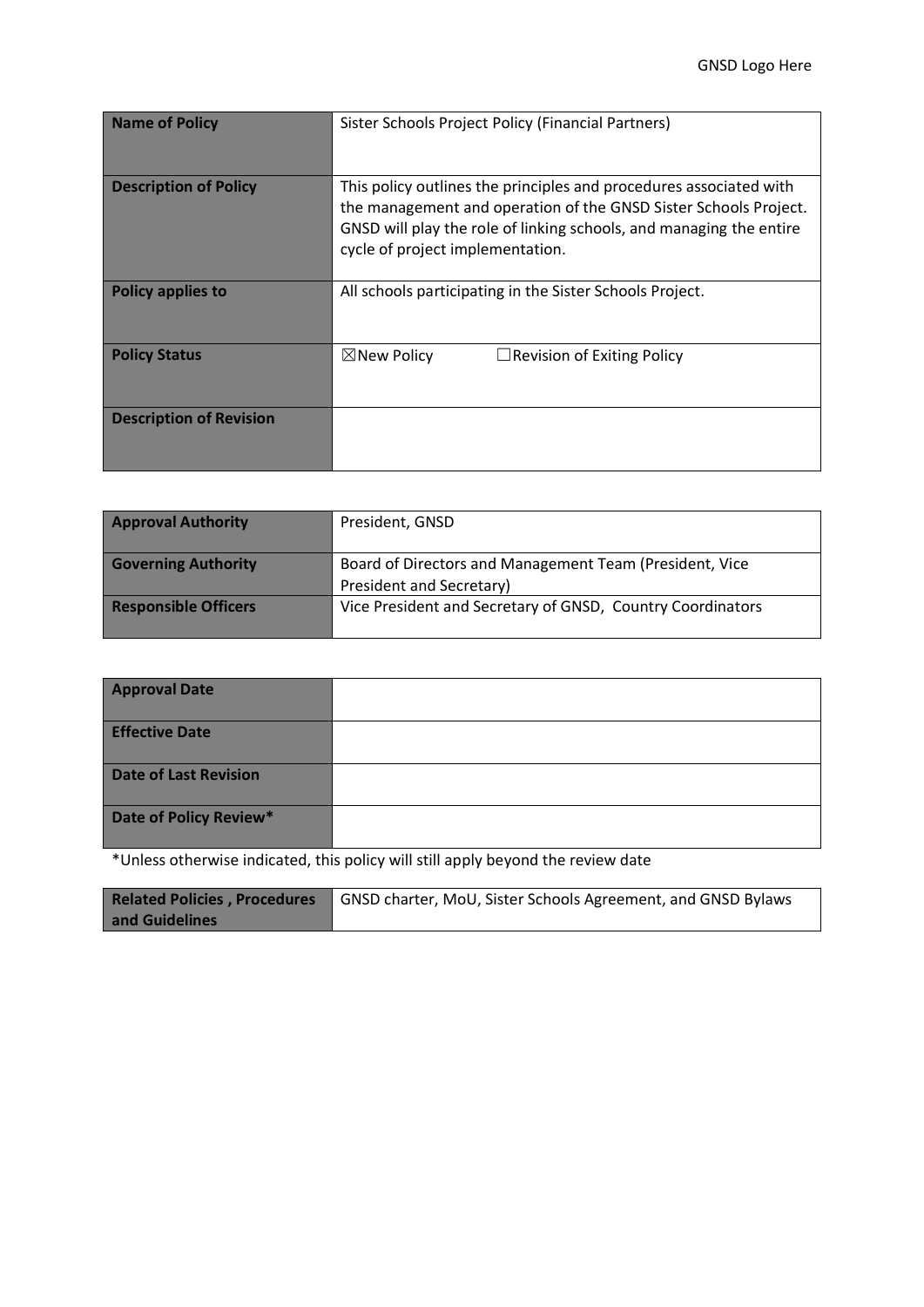GNSD Logo Here

| **Name of Policy** | Sister Schools Project Policy (Financial Partners) |
|---|---|
| **Description of Policy** | This policy outlines the principles and procedures associated with the management and operation of the GNSD Sister Schools Project. GNSD will play the role of linking schools, and managing the entire cycle of project implementation. |
| **Policy applies to** | All schools participating in the Sister Schools Project. |
| **Policy Status** | ☒New Policy ☐Revision of Exiting Policy |
| **Description of Revision** | |

| **Approval Authority** | President, GNSD |
|---|---|
| **Governing Authority** | Board of Directors and Management Team (President, Vice President and Secretary) |
| **Responsible Officers** | Vice President and Secretary of GNSD, Country Coordinators |

| **Approval Date** | |
|---|---|
| **Effective Date** | |
| **Date of Last Revision** | |
| **Date of Policy Review*** | |

*Unless otherwise indicated, this policy will still apply beyond the review date

| **Related Policies , Procedures and Guidelines** | GNSD charter, MoU, Sister Schools Agreement, and GNSD Bylaws |
|---|---|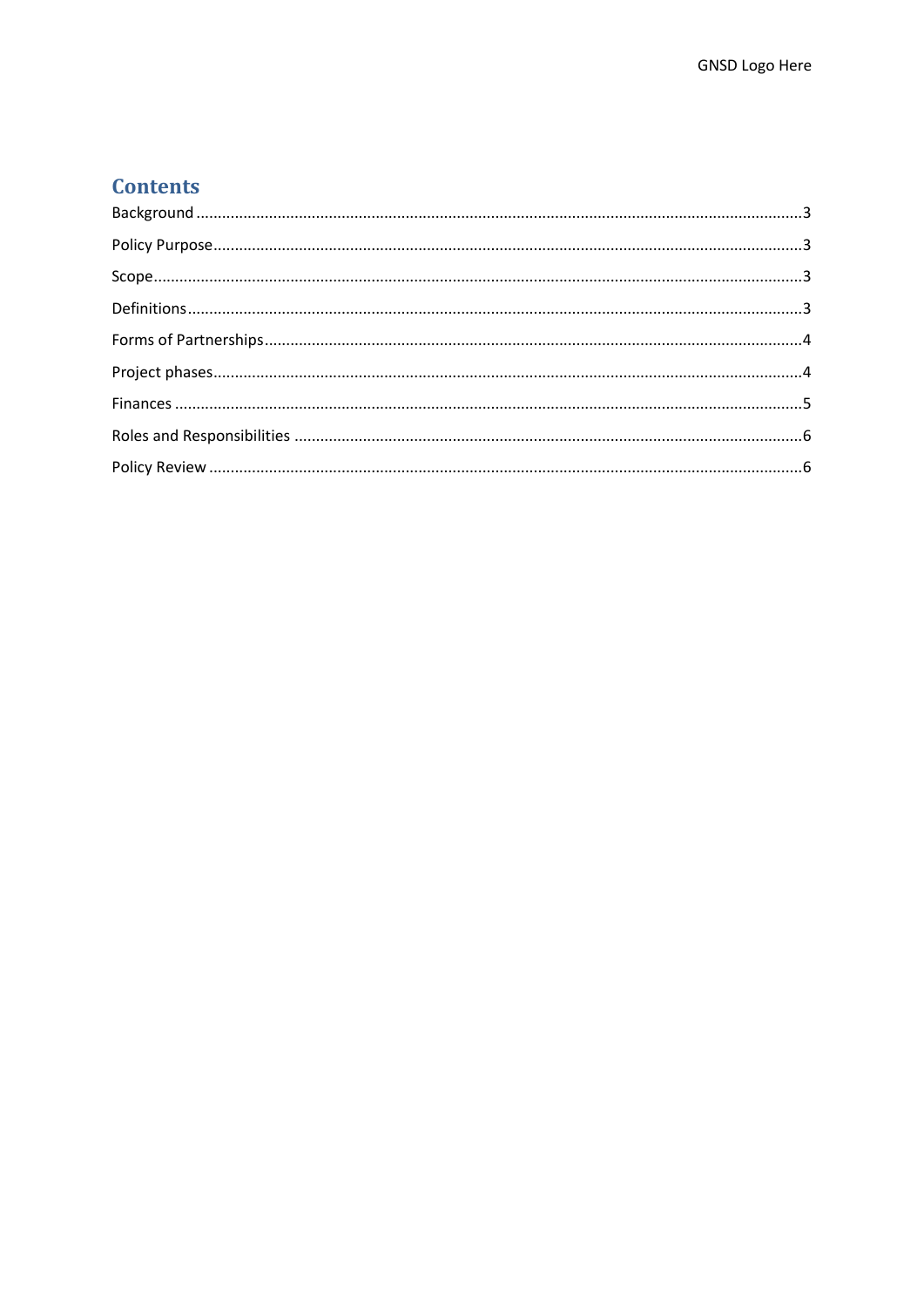# Contents

Background ..........3

Policy Purpose ..........3

Scope ..........3

Definitions ..........3

Forms of Partnerships ..........4

Project phases ..........4

Finances ..........5

Roles and Responsibilities ..........6

Policy Review ..........6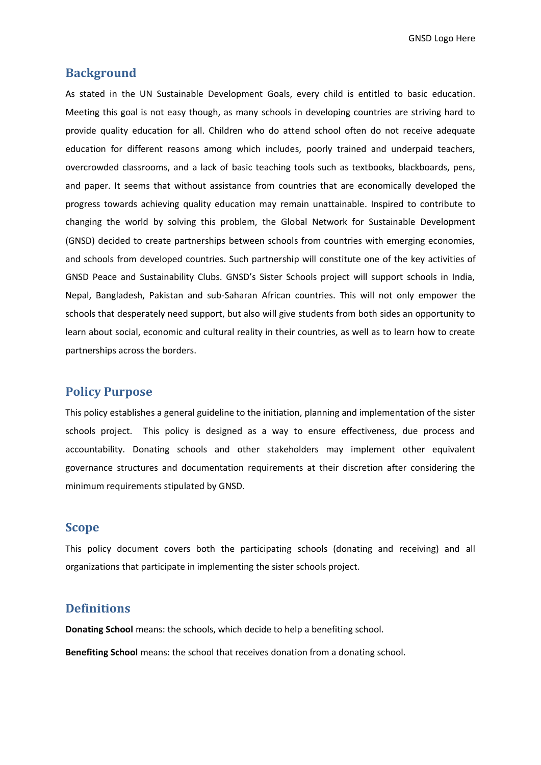## Background

As stated in the UN Sustainable Development Goals, every child is entitled to basic education. Meeting this goal is not easy though, as many schools in developing countries are striving hard to provide quality education for all. Children who do attend school often do not receive adequate education for different reasons among which includes, poorly trained and underpaid teachers, overcrowded classrooms, and a lack of basic teaching tools such as textbooks, blackboards, pens, and paper. It seems that without assistance from countries that are economically developed the progress towards achieving quality education may remain unattainable. Inspired to contribute to changing the world by solving this problem, the Global Network for Sustainable Development (GNSD) decided to create partnerships between schools from countries with emerging economies, and schools from developed countries. Such partnership will constitute one of the key activities of GNSD Peace and Sustainability Clubs. GNSD's Sister Schools project will support schools in India, Nepal, Bangladesh, Pakistan and sub-Saharan African countries. This will not only empower the schools that desperately need support, but also will give students from both sides an opportunity to learn about social, economic and cultural reality in their countries, as well as to learn how to create partnerships across the borders.

## Policy Purpose

This policy establishes a general guideline to the initiation, planning and implementation of the sister schools project. This policy is designed as a way to ensure effectiveness, due process and accountability. Donating schools and other stakeholders may implement other equivalent governance structures and documentation requirements at their discretion after considering the minimum requirements stipulated by GNSD.

## Scope

This policy document covers both the participating schools (donating and receiving) and all organizations that participate in implementing the sister schools project.

## Definitions

**Donating School** means: the schools, which decide to help a benefiting school.

**Benefiting School** means: the school that receives donation from a donating school.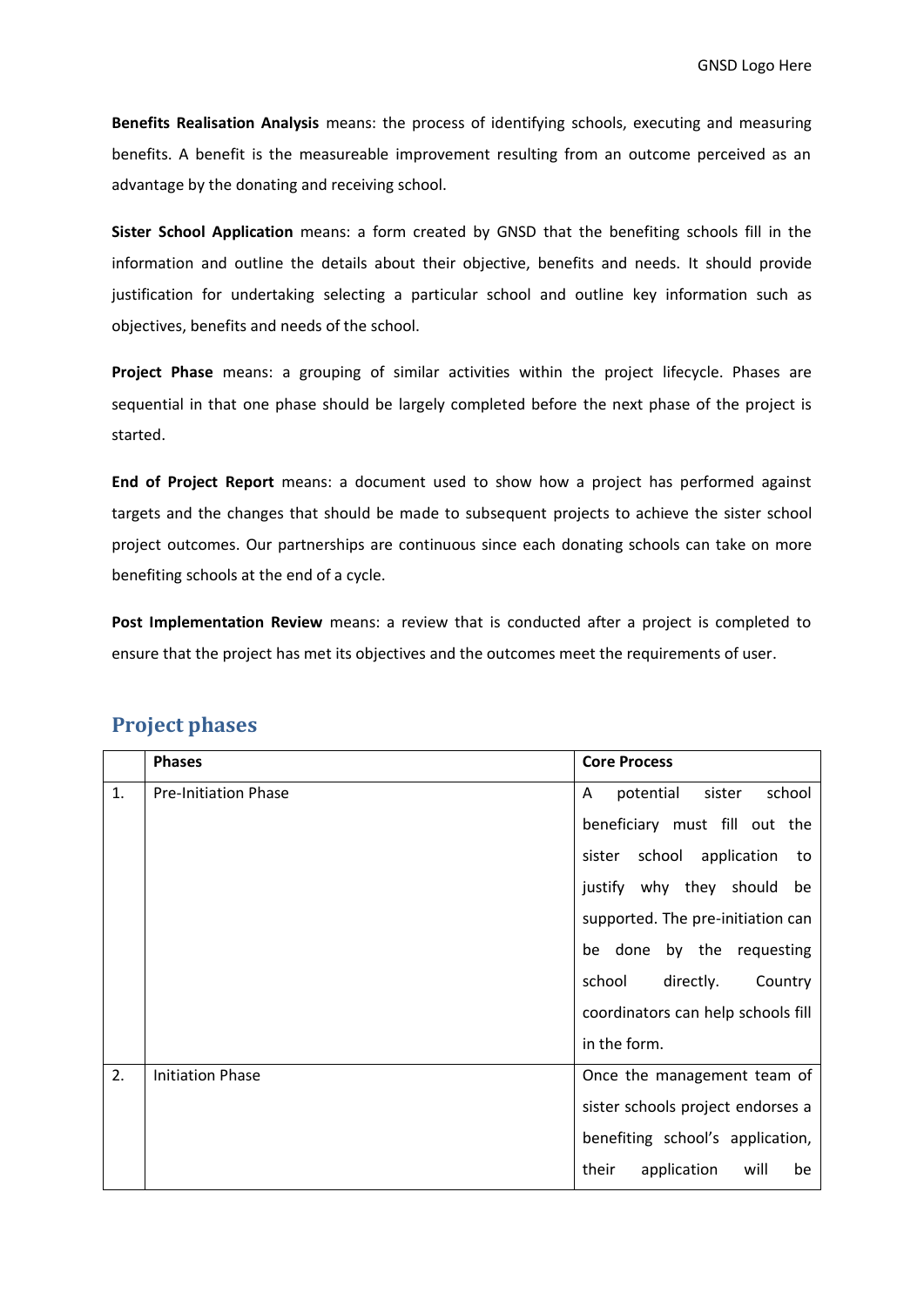**Benefits Realisation Analysis** means: the process of identifying schools, executing and measuring benefits. A benefit is the measureable improvement resulting from an outcome perceived as an advantage by the donating and receiving school.

**Sister School Application** means: a form created by GNSD that the benefiting schools fill in the information and outline the details about their objective, benefits and needs. It should provide justification for undertaking selecting a particular school and outline key information such as objectives, benefits and needs of the school.

**Project Phase** means: a grouping of similar activities within the project lifecycle. Phases are sequential in that one phase should be largely completed before the next phase of the project is started.

**End of Project Report** means: a document used to show how a project has performed against targets and the changes that should be made to subsequent projects to achieve the sister school project outcomes. Our partnerships are continuous since each donating schools can take on more benefiting schools at the end of a cycle.

**Post Implementation Review** means: a review that is conducted after a project is completed to ensure that the project has met its objectives and the outcomes meet the requirements of user.

## Project phases

| | Phases | Core Process |
|---|---|---|
| 1. | Pre-Initiation Phase | A potential sister school beneficiary must fill out the sister school application to justify why they should be supported. The pre-initiation can be done by the requesting school directly. Country coordinators can help schools fill in the form. |
| 2. | Initiation Phase | Once the management team of sister schools project endorses a benefiting school's application, their application will be |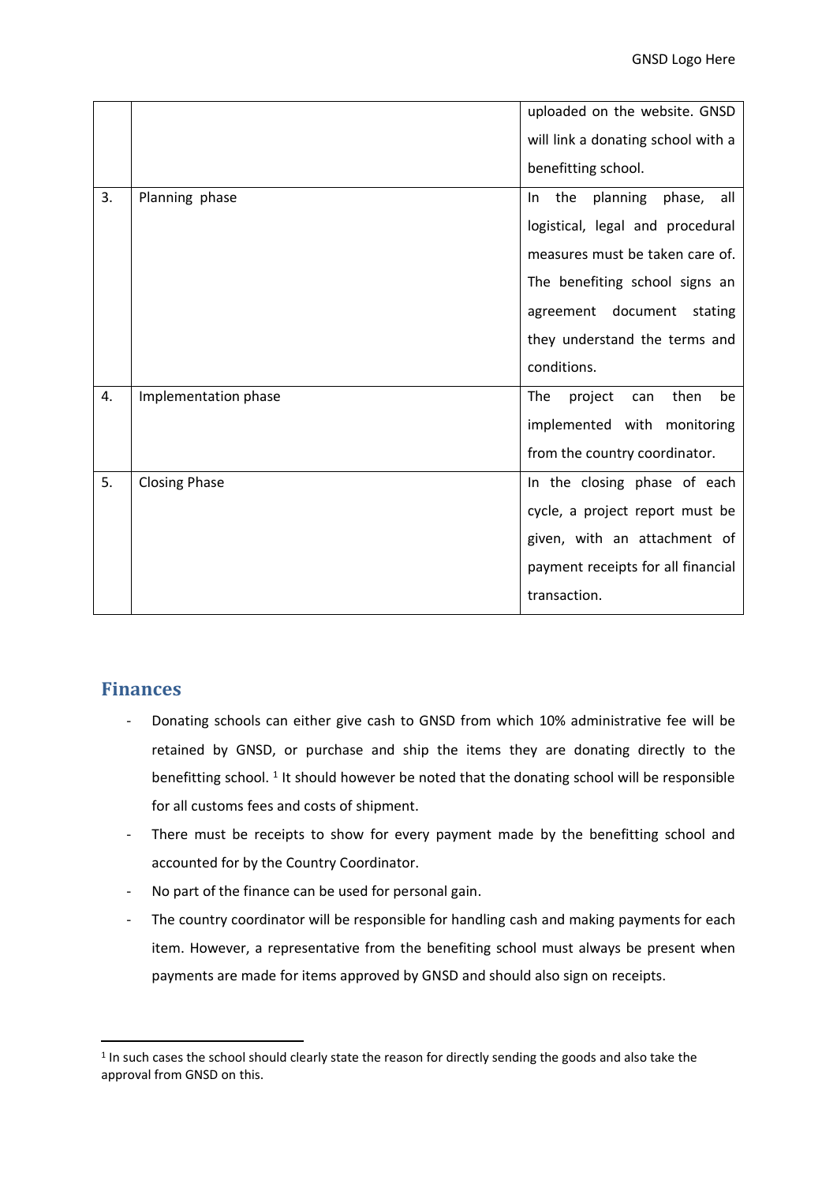| | | |
|---|---|---|
| | | uploaded on the website. GNSD will link a donating school with a benefitting school. |
| 3. | Planning phase | In the planning phase, all logistical, legal and procedural measures must be taken care of. The benefiting school signs an agreement document stating they understand the terms and conditions. |
| 4. | Implementation phase | The project can then be implemented with monitoring from the country coordinator. |
| 5. | Closing Phase | In the closing phase of each cycle, a project report must be given, with an attachment of payment receipts for all financial transaction. |

## Finances

- Donating schools can either give cash to GNSD from which 10% administrative fee will be retained by GNSD, or purchase and ship the items they are donating directly to the benefitting school. [1] It should however be noted that the donating school will be responsible for all customs fees and costs of shipment.
- There must be receipts to show for every payment made by the benefitting school and accounted for by the Country Coordinator.
- No part of the finance can be used for personal gain.
- The country coordinator will be responsible for handling cash and making payments for each item. However, a representative from the benefiting school must always be present when payments are made for items approved by GNSD and should also sign on receipts.

[1] In such cases the school should clearly state the reason for directly sending the goods and also take the approval from GNSD on this.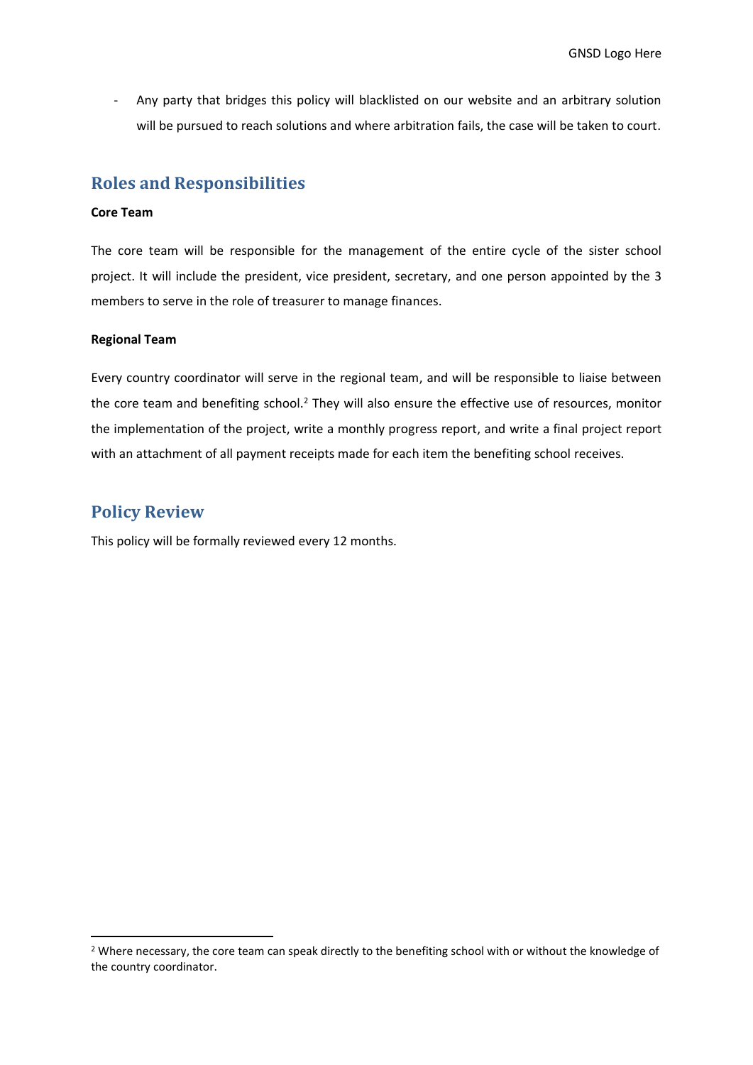- Any party that bridges this policy will blacklisted on our website and an arbitrary solution will be pursued to reach solutions and where arbitration fails, the case will be taken to court.

## Roles and Responsibilities

**Core Team**

The core team will be responsible for the management of the entire cycle of the sister school project. It will include the president, vice president, secretary, and one person appointed by the 3 members to serve in the role of treasurer to manage finances.

**Regional Team**

Every country coordinator will serve in the regional team, and will be responsible to liaise between the core team and benefiting school.[2] They will also ensure the effective use of resources, monitor the implementation of the project, write a monthly progress report, and write a final project report with an attachment of all payment receipts made for each item the benefiting school receives.

## Policy Review

This policy will be formally reviewed every 12 months.

---

[2] Where necessary, the core team can speak directly to the benefiting school with or without the knowledge of the country coordinator.